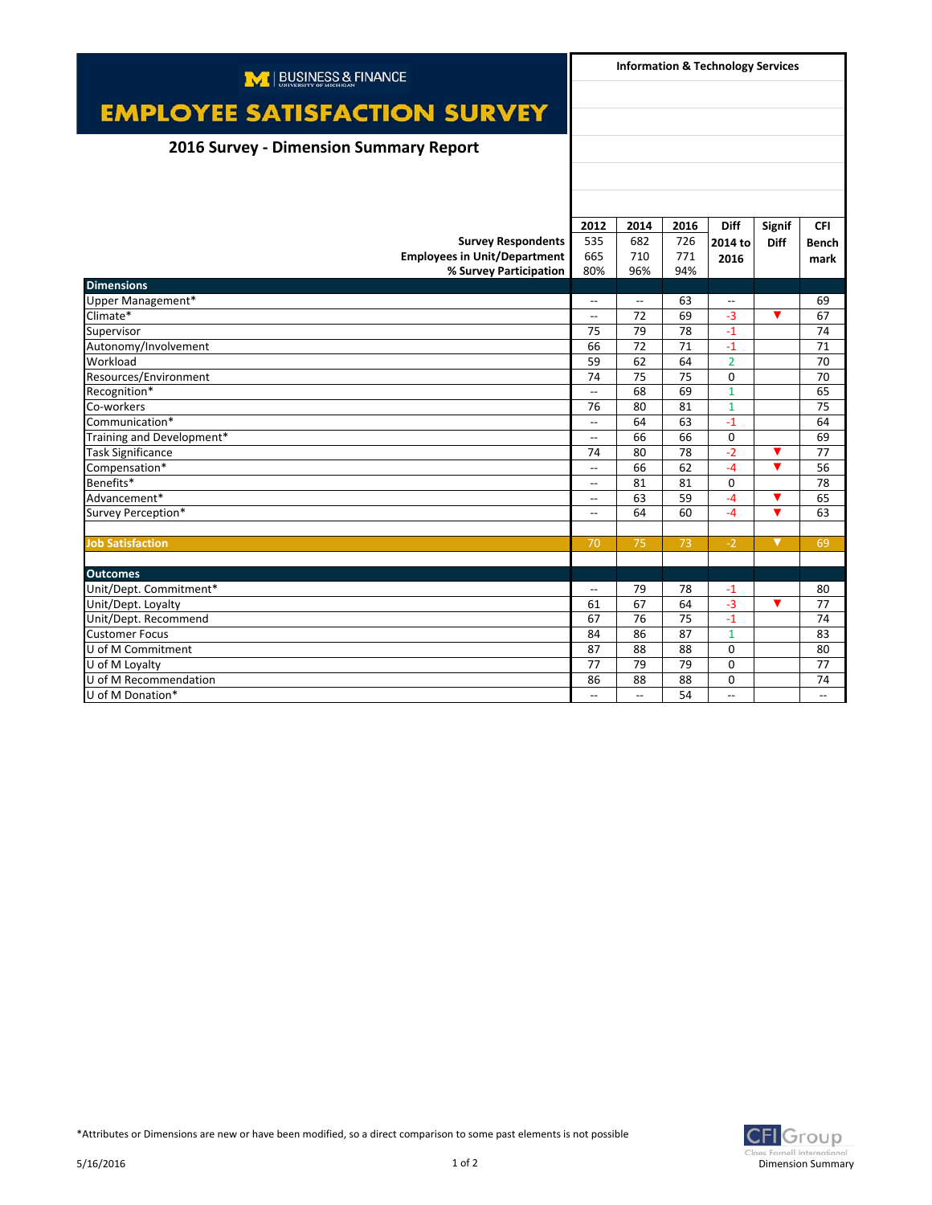BUSINESS & FINANCE
UNIVERSITY OF MICHIGAN

# EMPLOYEE SATISFACTION SURVEY

## 2016 Survey - Dimension Summary Report

**Information & Technology Services**

| | 2012 | 2014 | 2016 | Diff 2014 to 2016 | Signif Diff | CFI Bench mark |
|---|---|---|---|---|---|---|
| **Survey Respondents** | 535 | 682 | 726 | | | |
| **Employees in Unit/Department** | 665 | 710 | 771 | | | |
| **% Survey Participation** | 80% | 96% | 94% | | | |
| **Dimensions** | | | | | | |
| Upper Management* | -- | -- | 63 | -- | | 69 |
| Climate* | -- | 72 | 69 | -3 | ▼ | 67 |
| Supervisor | 75 | 79 | 78 | -1 | | 74 |
| Autonomy/Involvement | 66 | 72 | 71 | -1 | | 71 |
| Workload | 59 | 62 | 64 | 2 | | 70 |
| Resources/Environment | 74 | 75 | 75 | 0 | | 70 |
| Recognition* | -- | 68 | 69 | 1 | | 65 |
| Co-workers | 76 | 80 | 81 | 1 | | 75 |
| Communication* | -- | 64 | 63 | -1 | | 64 |
| Training and Development* | -- | 66 | 66 | 0 | | 69 |
| Task Significance | 74 | 80 | 78 | -2 | ▼ | 77 |
| Compensation* | -- | 66 | 62 | -4 | ▼ | 56 |
| Benefits* | -- | 81 | 81 | 0 | | 78 |
| Advancement* | -- | 63 | 59 | -4 | ▼ | 65 |
| Survey Perception* | -- | 64 | 60 | -4 | ▼ | 63 |
| **Job Satisfaction** | 70 | 75 | 73 | -2 | ▼ | 69 |
| **Outcomes** | | | | | | |
| Unit/Dept. Commitment* | -- | 79 | 78 | -1 | | 80 |
| Unit/Dept. Loyalty | 61 | 67 | 64 | -3 | ▼ | 77 |
| Unit/Dept. Recommend | 67 | 76 | 75 | -1 | | 74 |
| Customer Focus | 84 | 86 | 87 | 1 | | 83 |
| U of M Commitment | 87 | 88 | 88 | 0 | | 80 |
| U of M Loyalty | 77 | 79 | 79 | 0 | | 77 |
| U of M Recommendation | 86 | 88 | 88 | 0 | | 74 |
| U of M Donation* | -- | -- | 54 | -- | | -- |

*Attributes or Dimensions are new or have been modified, so a direct comparison to some past elements is not possible

5/16/2016

CFI Group
Claes Fornell International
Dimension Summary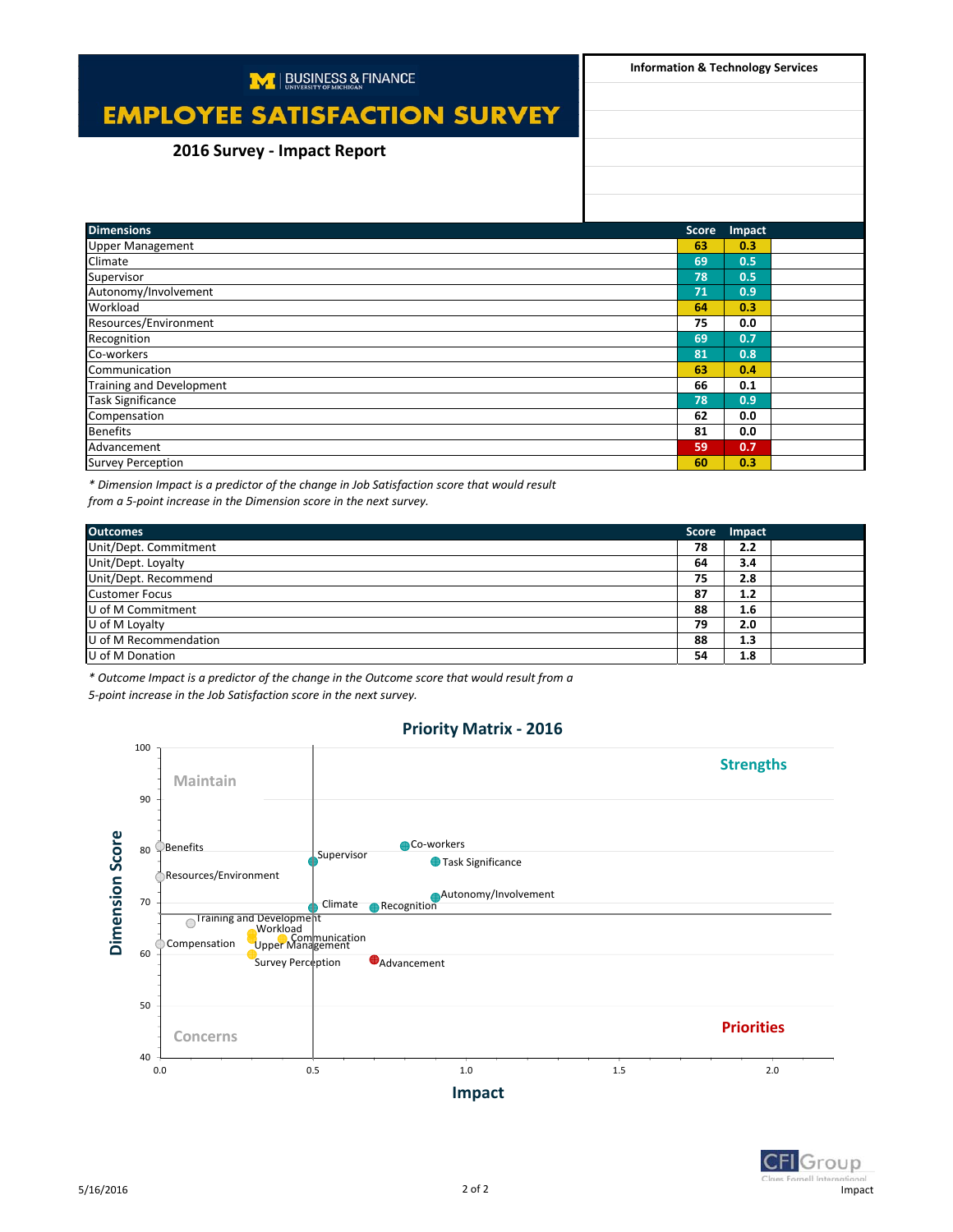BUSINESS & FINANCE
UNIVERSITY OF MICHIGAN

# EMPLOYEE SATISFACTION SURVEY

**Information & Technology Services**

## 2016 Survey - Impact Report

| Dimensions | Score | Impact |
|---|---|---|
| Upper Management | 63 | 0.3 |
| Climate | 69 | 0.5 |
| Supervisor | 78 | 0.5 |
| Autonomy/Involvement | 71 | 0.9 |
| Workload | 64 | 0.3 |
| Resources/Environment | 75 | 0.0 |
| Recognition | 69 | 0.7 |
| Co-workers | 81 | 0.8 |
| Communication | 63 | 0.4 |
| Training and Development | 66 | 0.1 |
| Task Significance | 78 | 0.9 |
| Compensation | 62 | 0.0 |
| Benefits | 81 | 0.0 |
| Advancement | 59 | 0.7 |
| Survey Perception | 60 | 0.3 |

*\* Dimension Impact is a predictor of the change in Job Satisfaction score that would result from a 5-point increase in the Dimension score in the next survey.*

| Outcomes | Score | Impact |
|---|---|---|
| Unit/Dept. Commitment | 78 | 2.2 |
| Unit/Dept. Loyalty | 64 | 3.4 |
| Unit/Dept. Recommend | 75 | 2.8 |
| Customer Focus | 87 | 1.2 |
| U of M Commitment | 88 | 1.6 |
| U of M Loyalty | 79 | 2.0 |
| U of M Recommendation | 88 | 1.3 |
| U of M Donation | 54 | 1.8 |

*\* Outcome Impact is a predictor of the change in the Outcome score that would result from a 5-point increase in the Job Satisfaction score in the next survey.*

### Priority Matrix - 2016

Maintain
Strengths
Concerns
Priorities

Benefits
Resources/Environment
Supervisor
Co-workers
Task Significance
Autonomy/Involvement
Climate
Recognition
Training and Development
Workload
Communication
Upper Management
Compensation
Survey Perception
Advancement

Dimension Score: 100, 90, 80, 70, 60, 50, 40

Impact: 0.0, 0.5, 1.0, 1.5, 2.0

5/16/2016

CFI Group
Claes Fornell International
Impact